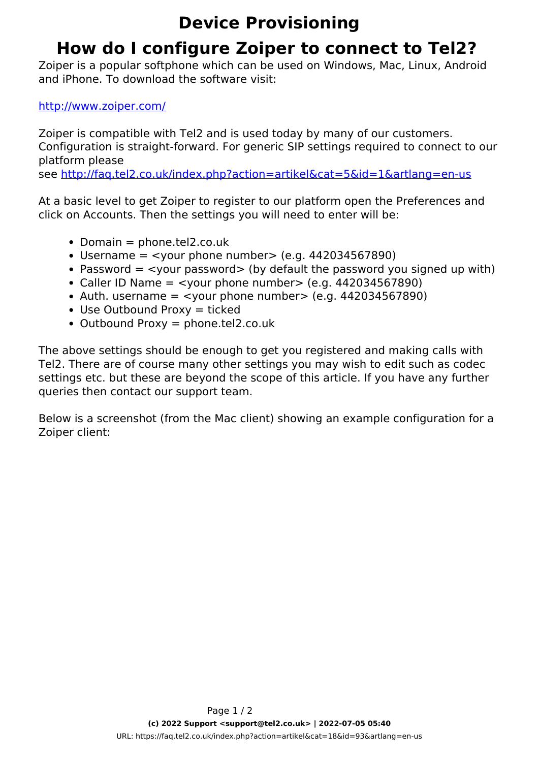# Device Provisioning

## How do I configure Zoiper to connect to Tel2?

Zoiper is a popular softphone which can be used on Windows, Mac, Linux, Android and iPhone. To download the software visit:

[http://www.zoiper.com/](http://www.zoiper.com/)

Zoiper is compatible with Tel2 and is used today by many of our customers. Configuration is straight-forward. For generic SIP settings required to connect to our platform please see [http://faq.tel2.co.uk/index.php?action=artikel&cat=5&id=1&artlang=en-us](http://faq.tel2.co.uk/index.php?action=artikel&cat=5&id=1&artlang=en-us)

At a basic level to get Zoiper to register to our platform open the Preferences and click on Accounts. Then the settings you will need to enter will be:

- Domain = phone.tel2.co.uk
- Username = <your phone number> (e.g. 442034567890)
- Password = <your password> (by default the password you signed up with)
- Caller ID Name = <your phone number> (e.g. 442034567890)
- Auth. username = <your phone number> (e.g. 442034567890)
- Use Outbound Proxy = ticked
- Outbound Proxy = phone.tel2.co.uk

The above settings should be enough to get you registered and making calls with Tel2. There are of course many other settings you may wish to edit such as codec settings etc. but these are beyond the scope of this article. If you have any further queries then contact our support team.

Below is a screenshot (from the Mac client) showing an example configuration for a Zoiper client: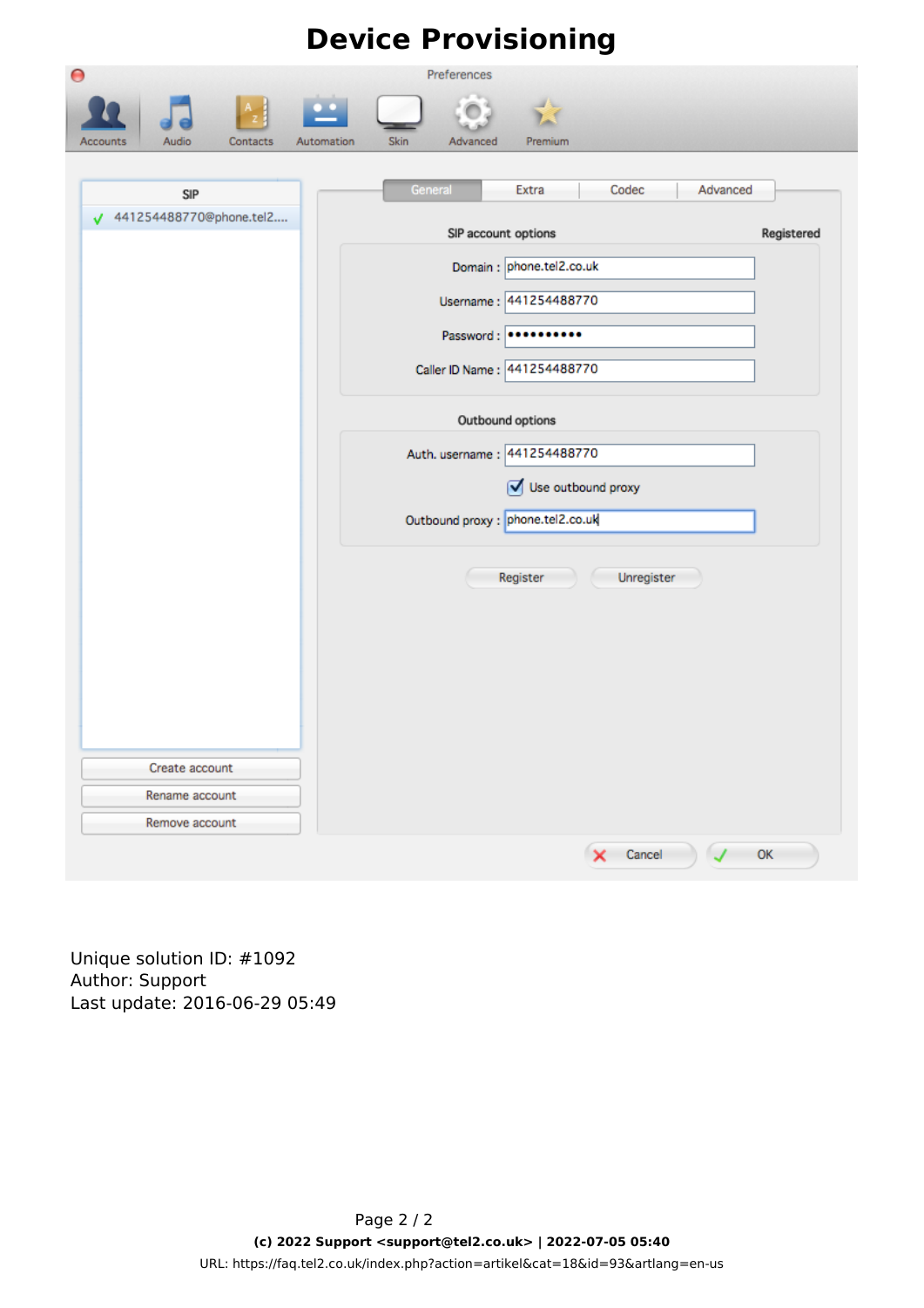# Device Provisioning

Preferences

Accounts | Audio | Contacts | Automation | Skin | Advanced | Premium

SIP

441254488770@phone.tel2....

General | Extra | Codec | Advanced

SIP account options — Registered

Domain : phone.tel2.co.uk

Username : 441254488770

Password : ••••••••••

Caller ID Name : 441254488770

Outbound options

Auth. username : 441254488770

Use outbound proxy

Outbound proxy : phone.tel2.co.uk

Register | Unregister

Create account

Rename account

Remove account

Cancel | OK

Unique solution ID: #1092
Author: Support
Last update: 2016-06-29 05:49